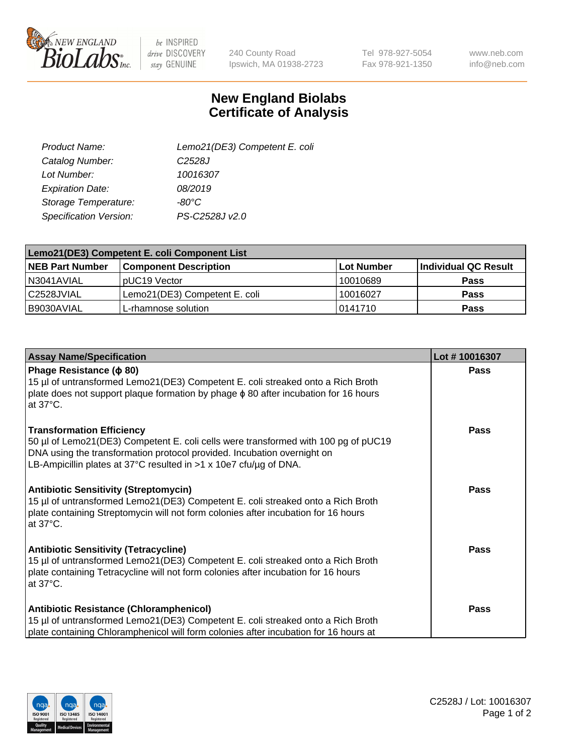# New England Biolabs Certificate of Analysis

| | |
|---|---|
| *Product Name:* | *Lemo21(DE3) Competent E. coli* |
| *Catalog Number:* | *C2528J* |
| *Lot Number:* | *10016307* |
| *Expiration Date:* | *08/2019* |
| *Storage Temperature:* | *-80°C* |
| *Specification Version:* | *PS-C2528J v2.0* |

| Lemo21(DE3) Competent E. coli Component List | | | |
|---|---|---|---|
| **NEB Part Number** | **Component Description** | **Lot Number** | **Individual QC Result** |
| N3041AVIAL | pUC19 Vector | 10010689 | **Pass** |
| C2528JVIAL | Lemo21(DE3) Competent E. coli | 10016027 | **Pass** |
| B9030AVIAL | L-rhamnose solution | 0141710 | **Pass** |

| Assay Name/Specification | Lot # 10016307 |
|---|---|
| **Phage Resistance (ϕ 80)**<br>15 µl of untransformed Lemo21(DE3) Competent E. coli streaked onto a Rich Broth plate does not support plaque formation by phage ϕ 80 after incubation for 16 hours at 37°C. | **Pass** |
| **Transformation Efficiency**<br>50 µl of Lemo21(DE3) Competent E. coli cells were transformed with 100 pg of pUC19 DNA using the transformation protocol provided. Incubation overnight on LB-Ampicillin plates at 37°C resulted in >1 x 10e7 cfu/µg of DNA. | **Pass** |
| **Antibiotic Sensitivity (Streptomycin)**<br>15 µl of untransformed Lemo21(DE3) Competent E. coli streaked onto a Rich Broth plate containing Streptomycin will not form colonies after incubation for 16 hours at 37°C. | **Pass** |
| **Antibiotic Sensitivity (Tetracycline)**<br>15 µl of untransformed Lemo21(DE3) Competent E. coli streaked onto a Rich Broth plate containing Tetracycline will not form colonies after incubation for 16 hours at 37°C. | **Pass** |
| **Antibiotic Resistance (Chloramphenicol)**<br>15 µl of untransformed Lemo21(DE3) Competent E. coli streaked onto a Rich Broth plate containing Chloramphenicol will form colonies after incubation for 16 hours at | **Pass** |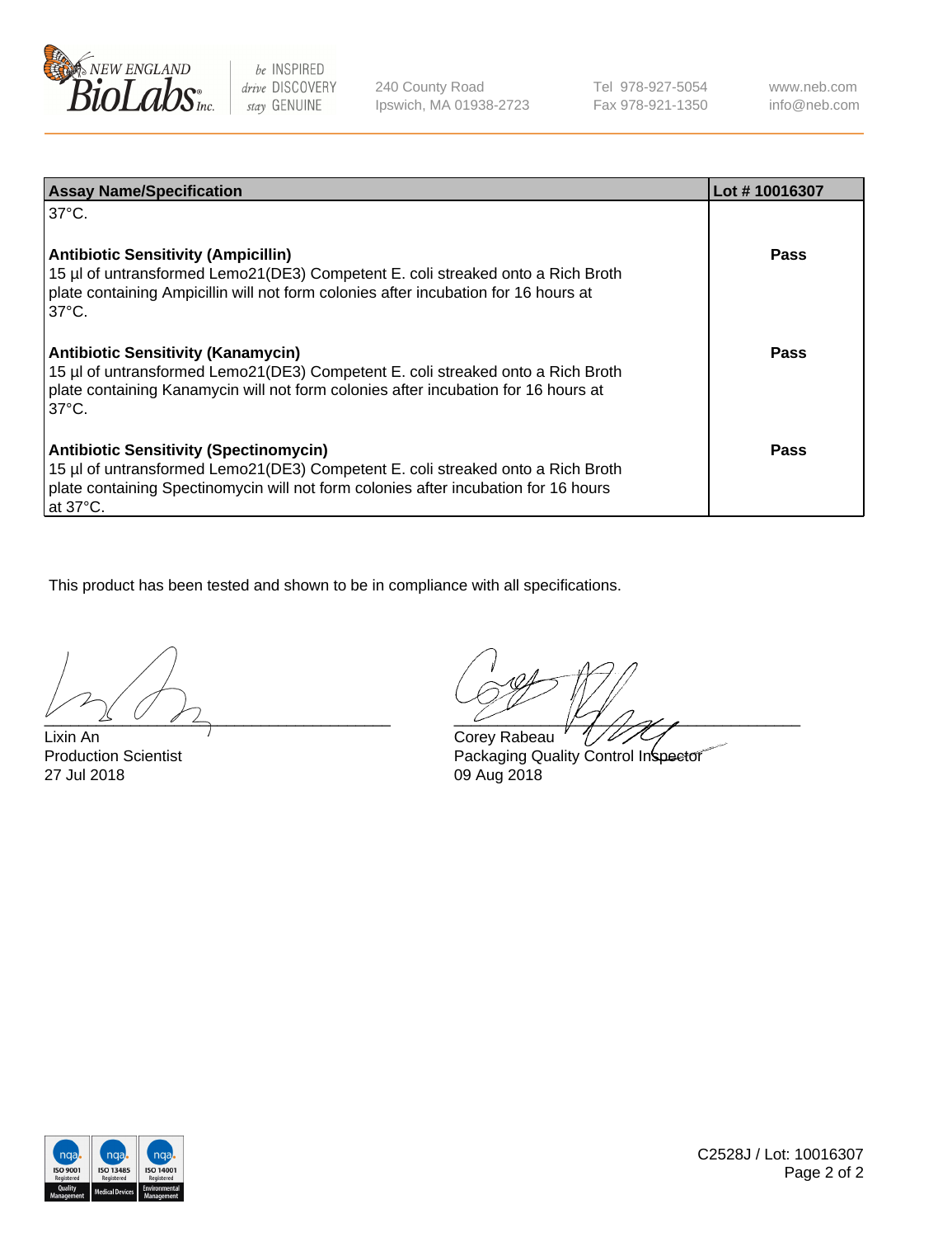| Assay Name/Specification | Lot # 10016307 |
|---|---|
| 37°C. | |
| **Antibiotic Sensitivity (Ampicillin)**<br>15 µl of untransformed Lemo21(DE3) Competent E. coli streaked onto a Rich Broth plate containing Ampicillin will not form colonies after incubation for 16 hours at 37°C. | **Pass** |
| **Antibiotic Sensitivity (Kanamycin)**<br>15 µl of untransformed Lemo21(DE3) Competent E. coli streaked onto a Rich Broth plate containing Kanamycin will not form colonies after incubation for 16 hours at 37°C. | **Pass** |
| **Antibiotic Sensitivity (Spectinomycin)**<br>15 µl of untransformed Lemo21(DE3) Competent E. coli streaked onto a Rich Broth plate containing Spectinomycin will not form colonies after incubation for 16 hours at 37°C. | **Pass** |

This product has been tested and shown to be in compliance with all specifications.

Lixin An
Production Scientist
27 Jul 2018

Corey Rabeau
Packaging Quality Control Inspector
09 Aug 2018

C2528J / Lot: 10016307